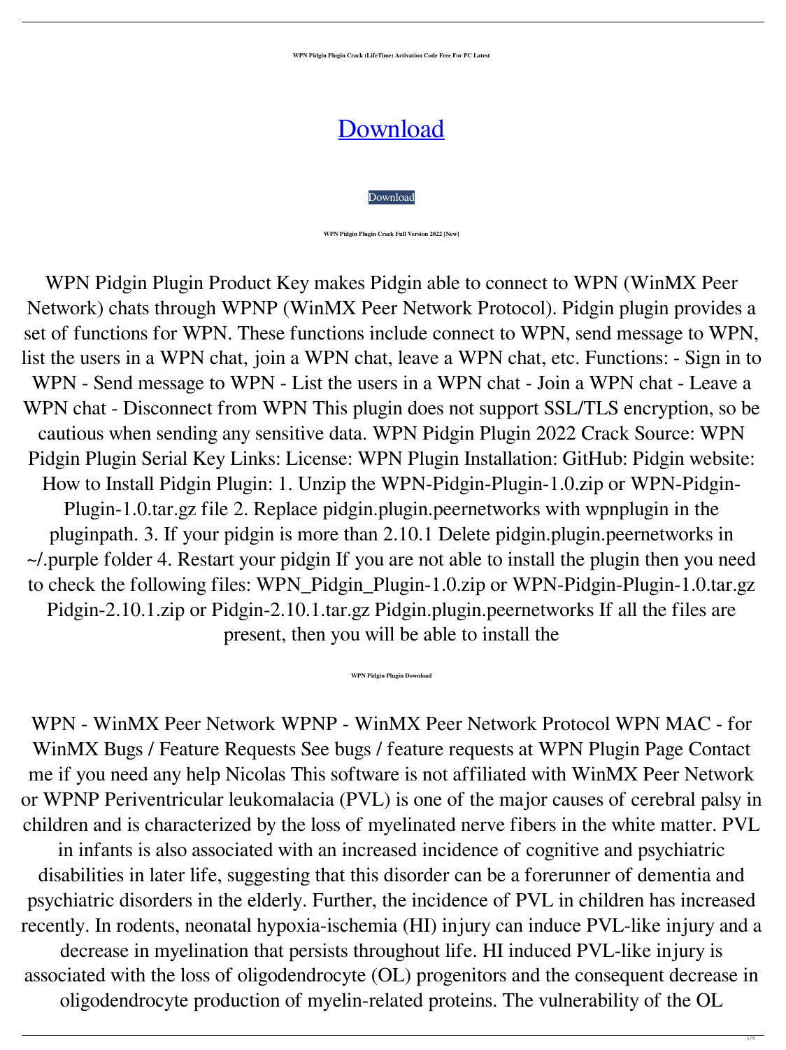**WPN Pidgin Plugin Crack (LifeTime) Activation Code Free For PC Latest**

# [Download](#)

[Download](#)

**WPN Pidgin Plugin Crack Full Version 2022 [New]**

WPN Pidgin Plugin Product Key makes Pidgin able to connect to WPN (WinMX Peer Network) chats through WPNP (WinMX Peer Network Protocol). Pidgin plugin provides a set of functions for WPN. These functions include connect to WPN, send message to WPN, list the users in a WPN chat, join a WPN chat, leave a WPN chat, etc. Functions: - Sign in to WPN - Send message to WPN - List the users in a WPN chat - Join a WPN chat - Leave a WPN chat - Disconnect from WPN This plugin does not support SSL/TLS encryption, so be cautious when sending any sensitive data. WPN Pidgin Plugin 2022 Crack Source: WPN Pidgin Plugin Serial Key Links: License: WPN Plugin Installation: GitHub: Pidgin website: How to Install Pidgin Plugin: 1. Unzip the WPN-Pidgin-Plugin-1.0.zip or WPN-Pidgin-Plugin-1.0.tar.gz file 2. Replace pidgin.plugin.peernetworks with wpnplugin in the pluginpath. 3. If your pidgin is more than 2.10.1 Delete pidgin.plugin.peernetworks in ~/.purple folder 4. Restart your pidgin If you are not able to install the plugin then you need to check the following files: WPN_Pidgin_Plugin-1.0.zip or WPN-Pidgin-Plugin-1.0.tar.gz Pidgin-2.10.1.zip or Pidgin-2.10.1.tar.gz Pidgin.plugin.peernetworks If all the files are present, then you will be able to install the

**WPN Pidgin Plugin Download**

WPN - WinMX Peer Network WPNP - WinMX Peer Network Protocol WPN MAC - for WinMX Bugs / Feature Requests See bugs / feature requests at WPN Plugin Page Contact me if you need any help Nicolas This software is not affiliated with WinMX Peer Network or WPNP Periventricular leukomalacia (PVL) is one of the major causes of cerebral palsy in children and is characterized by the loss of myelinated nerve fibers in the white matter. PVL in infants is also associated with an increased incidence of cognitive and psychiatric disabilities in later life, suggesting that this disorder can be a forerunner of dementia and psychiatric disorders in the elderly. Further, the incidence of PVL in children has increased recently. In rodents, neonatal hypoxia-ischemia (HI) injury can induce PVL-like injury and a decrease in myelination that persists throughout life. HI induced PVL-like injury is associated with the loss of oligodendrocyte (OL) progenitors and the consequent decrease in oligodendrocyte production of myelin-related proteins. The vulnerability of the OL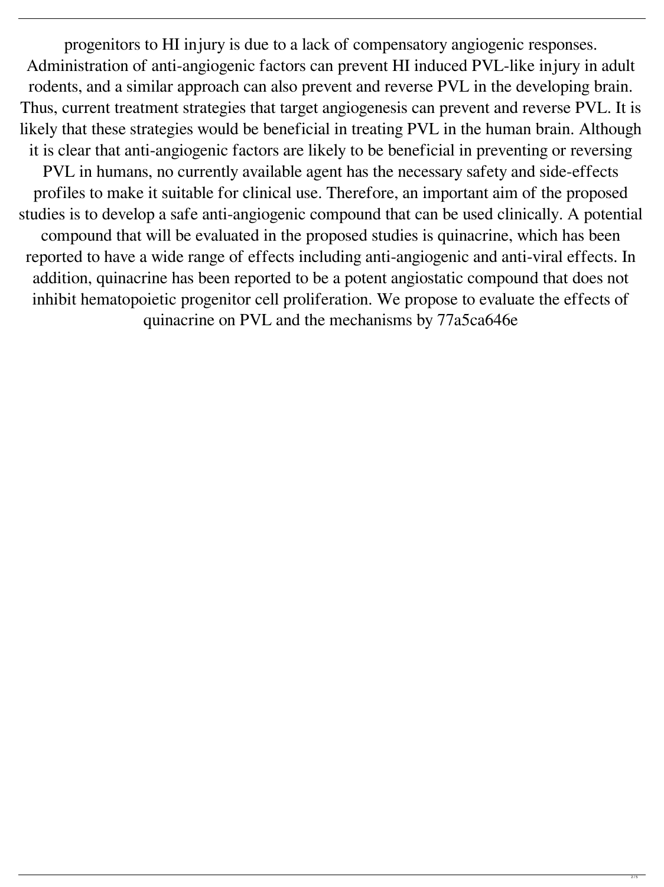progenitors to HI injury is due to a lack of compensatory angiogenic responses. Administration of anti-angiogenic factors can prevent HI induced PVL-like injury in adult rodents, and a similar approach can also prevent and reverse PVL in the developing brain. Thus, current treatment strategies that target angiogenesis can prevent and reverse PVL. It is likely that these strategies would be beneficial in treating PVL in the human brain. Although it is clear that anti-angiogenic factors are likely to be beneficial in preventing or reversing PVL in humans, no currently available agent has the necessary safety and side-effects profiles to make it suitable for clinical use. Therefore, an important aim of the proposed studies is to develop a safe anti-angiogenic compound that can be used clinically. A potential compound that will be evaluated in the proposed studies is quinacrine, which has been reported to have a wide range of effects including anti-angiogenic and anti-viral effects. In addition, quinacrine has been reported to be a potent angiostatic compound that does not inhibit hematopoietic progenitor cell proliferation. We propose to evaluate the effects of quinacrine on PVL and the mechanisms by 77a5ca646e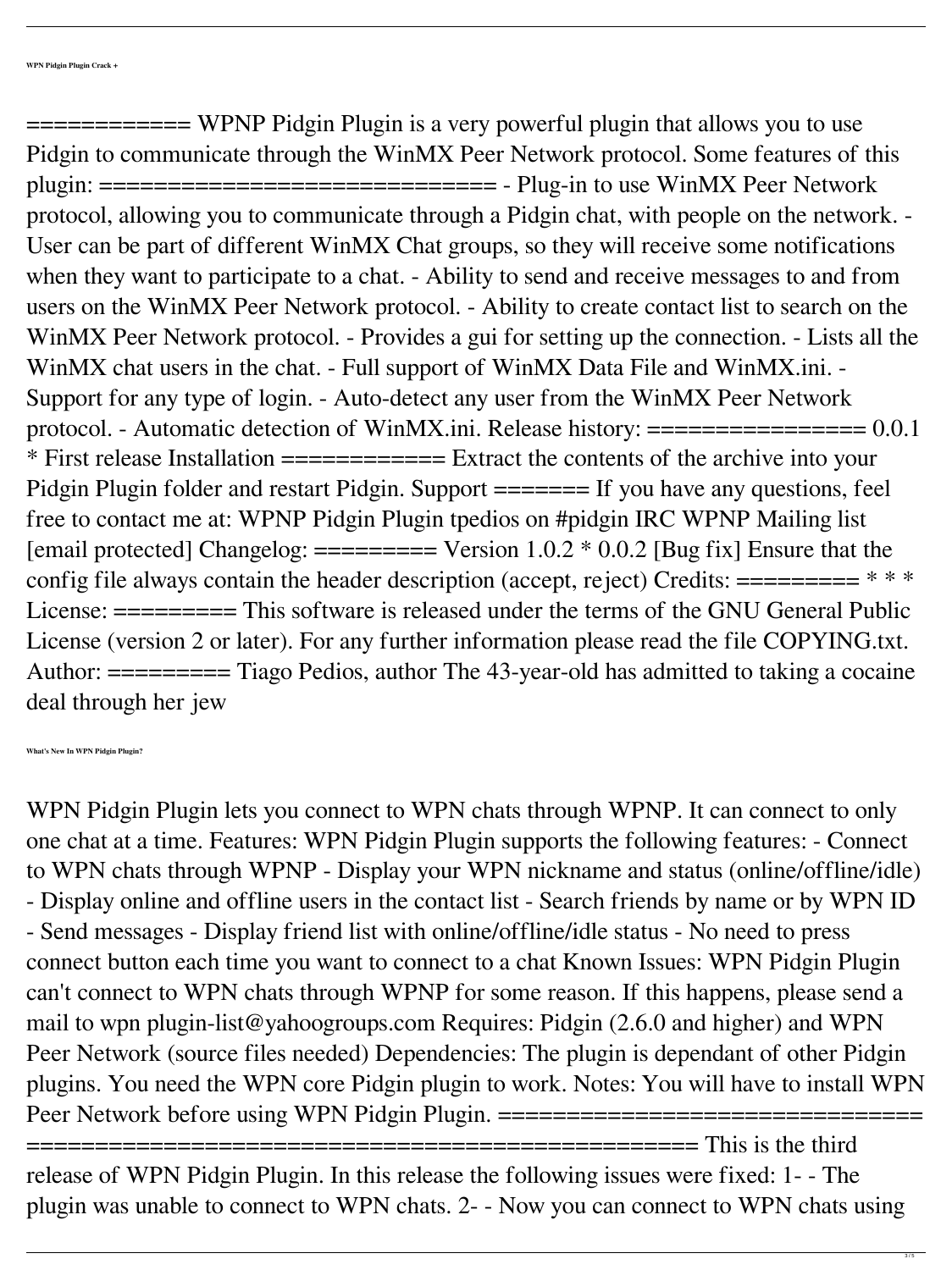**WPN Pidgin Plugin Crack +**

============ WPNP Pidgin Plugin is a very powerful plugin that allows you to use Pidgin to communicate through the WinMX Peer Network protocol. Some features of this plugin: ============================ - Plug-in to use WinMX Peer Network protocol, allowing you to communicate through a Pidgin chat, with people on the network. - User can be part of different WinMX Chat groups, so they will receive some notifications when they want to participate to a chat. - Ability to send and receive messages to and from users on the WinMX Peer Network protocol. - Ability to create contact list to search on the WinMX Peer Network protocol. - Provides a gui for setting up the connection. - Lists all the WinMX chat users in the chat. - Full support of WinMX Data File and WinMX.ini. - Support for any type of login. - Auto-detect any user from the WinMX Peer Network protocol. - Automatic detection of WinMX.ini. Release history: ================ 0.0.1 * First release Installation ============ Extract the contents of the archive into your Pidgin Plugin folder and restart Pidgin. Support ======= If you have any questions, feel free to contact me at: WPNP Pidgin Plugin tpedios on #pidgin IRC WPNP Mailing list [email protected] Changelog: ========= Version 1.0.2 * 0.0.2 [Bug fix] Ensure that the config file always contain the header description (accept, reject) Credits: ========= * * * License: ========= This software is released under the terms of the GNU General Public License (version 2 or later). For any further information please read the file COPYING.txt. Author: ========= Tiago Pedios, author The 43-year-old has admitted to taking a cocaine deal through her jew

**What's New In WPN Pidgin Plugin?**

WPN Pidgin Plugin lets you connect to WPN chats through WPNP. It can connect to only one chat at a time. Features: WPN Pidgin Plugin supports the following features: - Connect to WPN chats through WPNP - Display your WPN nickname and status (online/offline/idle) - Display online and offline users in the contact list - Search friends by name or by WPN ID - Send messages - Display friend list with online/offline/idle status - No need to press connect button each time you want to connect to a chat Known Issues: WPN Pidgin Plugin can't connect to WPN chats through WPNP for some reason. If this happens, please send a mail to wpn plugin-list@yahoogroups.com Requires: Pidgin (2.6.0 and higher) and WPN Peer Network (source files needed) Dependencies: The plugin is dependant of other Pidgin plugins. You need the WPN core Pidgin plugin to work. Notes: You will have to install WPN Peer Network before using WPN Pidgin Plugin. ============================== ============================================== This is the third release of WPN Pidgin Plugin. In this release the following issues were fixed: 1- - The plugin was unable to connect to WPN chats. 2- - Now you can connect to WPN chats using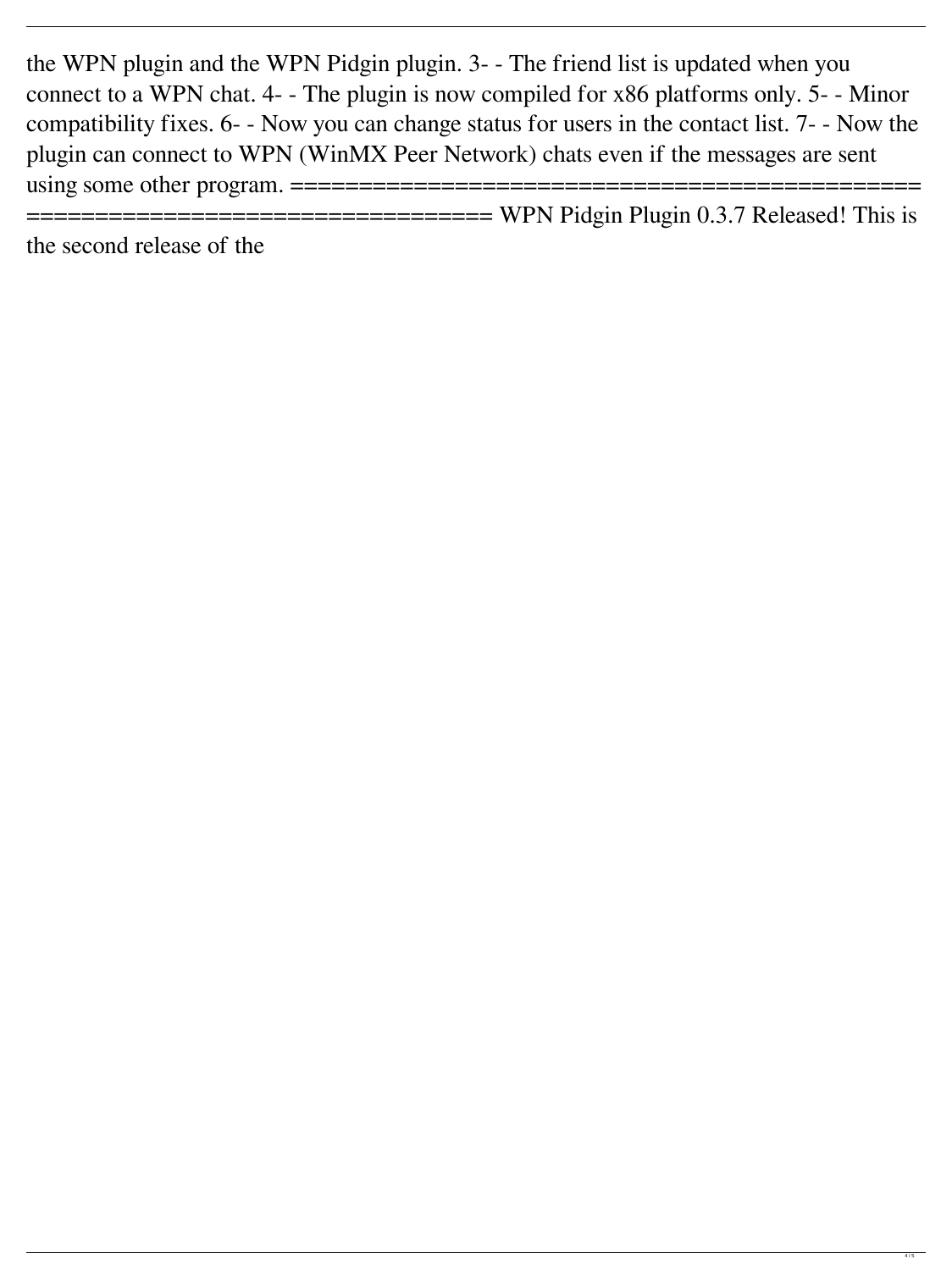the WPN plugin and the WPN Pidgin plugin. 3- - The friend list is updated when you connect to a WPN chat. 4- - The plugin is now compiled for x86 platforms only. 5- - Minor compatibility fixes. 6- - Now you can change status for users in the contact list. 7- - Now the plugin can connect to WPN (WinMX Peer Network) chats even if the messages are sent using some other program. ============================================ ================================== WPN Pidgin Plugin 0.3.7 Released! This is the second release of the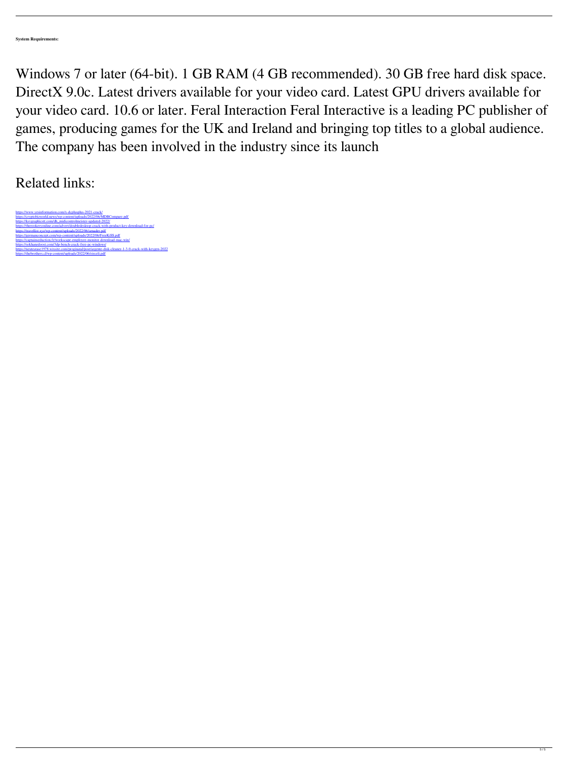**System Requirements:**

Windows 7 or later (64-bit). 1 GB RAM (4 GB recommended). 30 GB free hard disk space. DirectX 9.0c. Latest drivers available for your video card. Latest GPU drivers available for your video card. 10.6 or later. Feral Interaction Feral Interactive is a leading PC publisher of games, producing games for the UK and Ireland and bringing top titles to a global audience. The company has been involved in the industry since its launch

Related links:

https://www.yesinformation.com/x-dcplusplus-2021-crack/
https://cryptobizworld.news/wp-content/uploads/2022/06/MDBCompare.pdf
https://ksvgraphicstt.com/dh_midicontrolmeister-updated-2022/
https://therookeryonline.com/advert/doubledesktop-crack-with-product-key-download-for-pc/
https://travellist.xyz/wp-content/uploads/2022/06/amader.pdf
https://germanconcept.com/wp-content/uploads/2022/06/FreeKiSS.pdf
https://captainseduction.fr/workscape-employee-monitor-download-mac-win/
https://sokhanedoost.com/3dp-bench-crack-free-pc-windows/
https://neutraste1978.wixsite.com/propinutal/post/argente-disk-cleaner-1-3-0-crack-with-keygen-2022
https://thebrothers.cl/wp-content/uploads/2022/06/eirceli.pdf